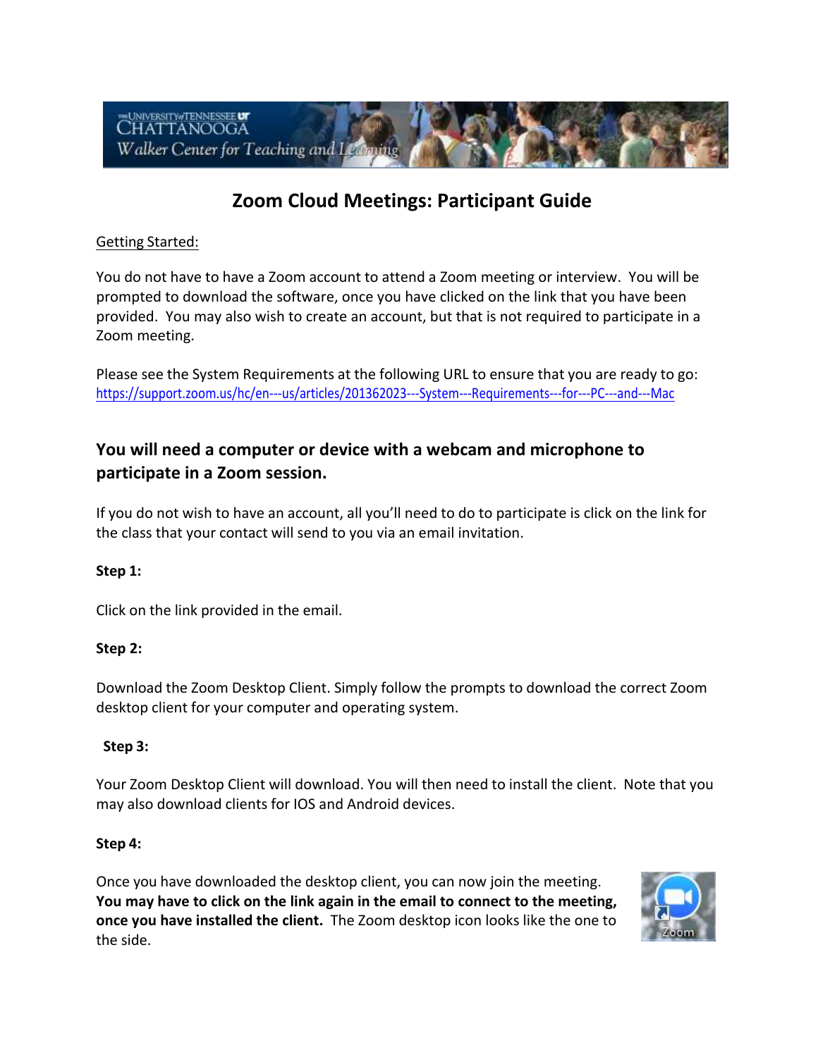# Zoom Cloud Meetings: Participant Guide

Getting Started:

You do not have to have a Zoom account to attend a Zoom meeting or interview. You will be prompted to download the software, once you have clicked on the link that you have been provided. You may also wish to create an account, but that is not required to participate in a Zoom meeting.

Please see the System Requirements at the following URL to ensure that you are ready to go: https://support.zoom.us/hc/en---us/articles/201362023---System---Requirements---for---PC---and---Mac

## You will need a computer or device with a webcam and microphone to participate in a Zoom session.

If you do not wish to have an account, all you'll need to do to participate is click on the link for the class that your contact will send to you via an email invitation.

**Step 1:**

Click on the link provided in the email.

**Step 2:**

Download the Zoom Desktop Client. Simply follow the prompts to download the correct Zoom desktop client for your computer and operating system.

**Step 3:**

Your Zoom Desktop Client will download. You will then need to install the client. Note that you may also download clients for IOS and Android devices.

**Step 4:**

Once you have downloaded the desktop client, you can now join the meeting. **You may have to click on the link again in the email to connect to the meeting, once you have installed the client.** The Zoom desktop icon looks like the one to the side.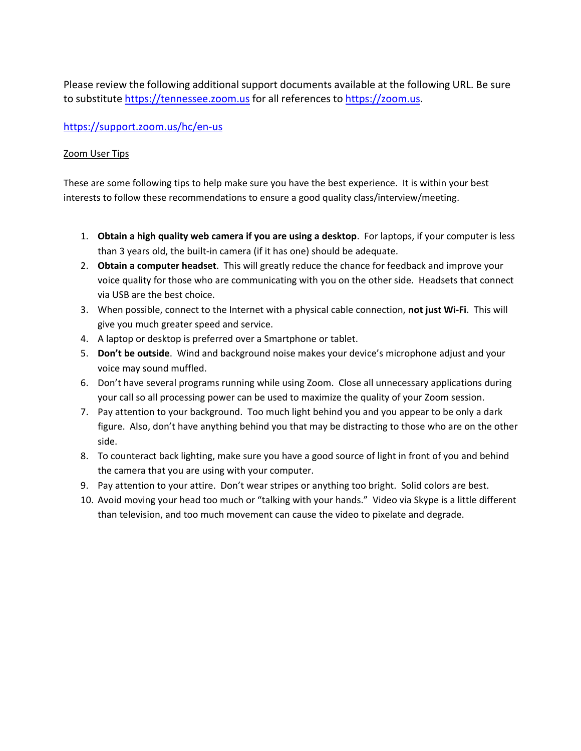Please review the following additional support documents available at the following URL. Be sure to substitute https://tennessee.zoom.us for all references to https://zoom.us.

https://support.zoom.us/hc/en-us

Zoom User Tips

These are some following tips to help make sure you have the best experience. It is within your best interests to follow these recommendations to ensure a good quality class/interview/meeting.

1. **Obtain a high quality web camera if you are using a desktop**. For laptops, if your computer is less than 3 years old, the built-in camera (if it has one) should be adequate.
2. **Obtain a computer headset**. This will greatly reduce the chance for feedback and improve your voice quality for those who are communicating with you on the other side. Headsets that connect via USB are the best choice.
3. When possible, connect to the Internet with a physical cable connection, **not just Wi-Fi**. This will give you much greater speed and service.
4. A laptop or desktop is preferred over a Smartphone or tablet.
5. **Don't be outside**. Wind and background noise makes your device's microphone adjust and your voice may sound muffled.
6. Don't have several programs running while using Zoom. Close all unnecessary applications during your call so all processing power can be used to maximize the quality of your Zoom session.
7. Pay attention to your background. Too much light behind you and you appear to be only a dark figure. Also, don't have anything behind you that may be distracting to those who are on the other side.
8. To counteract back lighting, make sure you have a good source of light in front of you and behind the camera that you are using with your computer.
9. Pay attention to your attire. Don't wear stripes or anything too bright. Solid colors are best.
10. Avoid moving your head too much or "talking with your hands." Video via Skype is a little different than television, and too much movement can cause the video to pixelate and degrade.